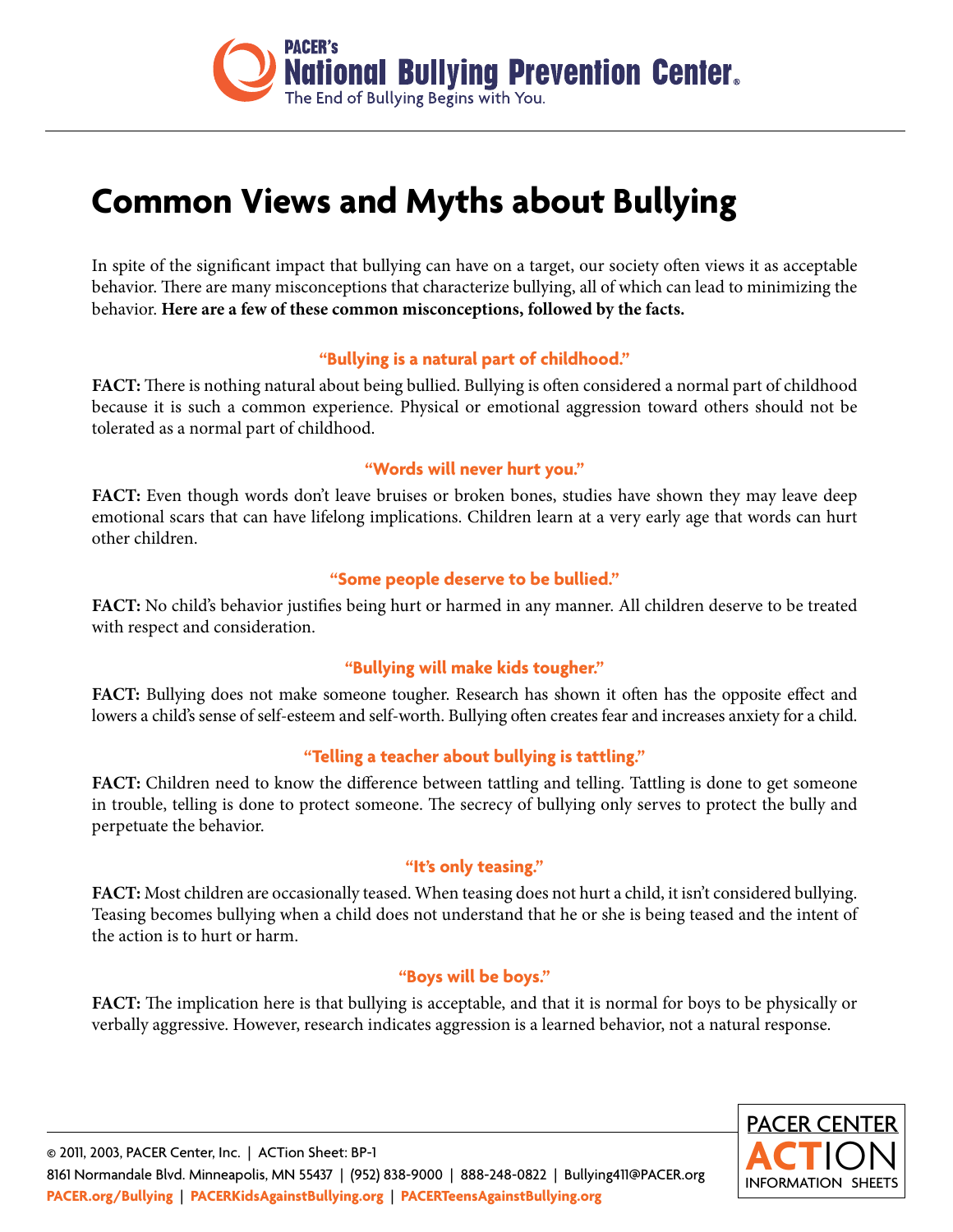PACER's **National Bullying Prevention Center**®
The End of Bullying Begins with You.

# Common Views and Myths about Bullying

In spite of the significant impact that bullying can have on a target, our society often views it as acceptable behavior. There are many misconceptions that characterize bullying, all of which can lead to minimizing the behavior. **Here are a few of these common misconceptions, followed by the facts.**

### "Bullying is a natural part of childhood."

**FACT:** There is nothing natural about being bullied. Bullying is often considered a normal part of childhood because it is such a common experience. Physical or emotional aggression toward others should not be tolerated as a normal part of childhood.

### "Words will never hurt you."

**FACT:** Even though words don't leave bruises or broken bones, studies have shown they may leave deep emotional scars that can have lifelong implications. Children learn at a very early age that words can hurt other children.

### "Some people deserve to be bullied."

**FACT:** No child's behavior justifies being hurt or harmed in any manner. All children deserve to be treated with respect and consideration.

### "Bullying will make kids tougher."

**FACT:** Bullying does not make someone tougher. Research has shown it often has the opposite effect and lowers a child's sense of self-esteem and self-worth. Bullying often creates fear and increases anxiety for a child.

### "Telling a teacher about bullying is tattling."

**FACT:** Children need to know the difference between tattling and telling. Tattling is done to get someone in trouble, telling is done to protect someone. The secrecy of bullying only serves to protect the bully and perpetuate the behavior.

### "It's only teasing."

**FACT:** Most children are occasionally teased. When teasing does not hurt a child, it isn't considered bullying. Teasing becomes bullying when a child does not understand that he or she is being teased and the intent of the action is to hurt or harm.

### "Boys will be boys."

**FACT:** The implication here is that bullying is acceptable, and that it is normal for boys to be physically or verbally aggressive. However, research indicates aggression is a learned behavior, not a natural response.

© 2011, 2003, PACER Center, Inc. | ACTion Sheet: BP-1
8161 Normandale Blvd. Minneapolis, MN 55437 | (952) 838-9000 | 888-248-0822 | Bullying411@PACER.org
**PACER.org/Bullying | PACERKidsAgainstBullying.org | PACERTeensAgainstBullying.org**

PACER CENTER ACTION INFORMATION SHEETS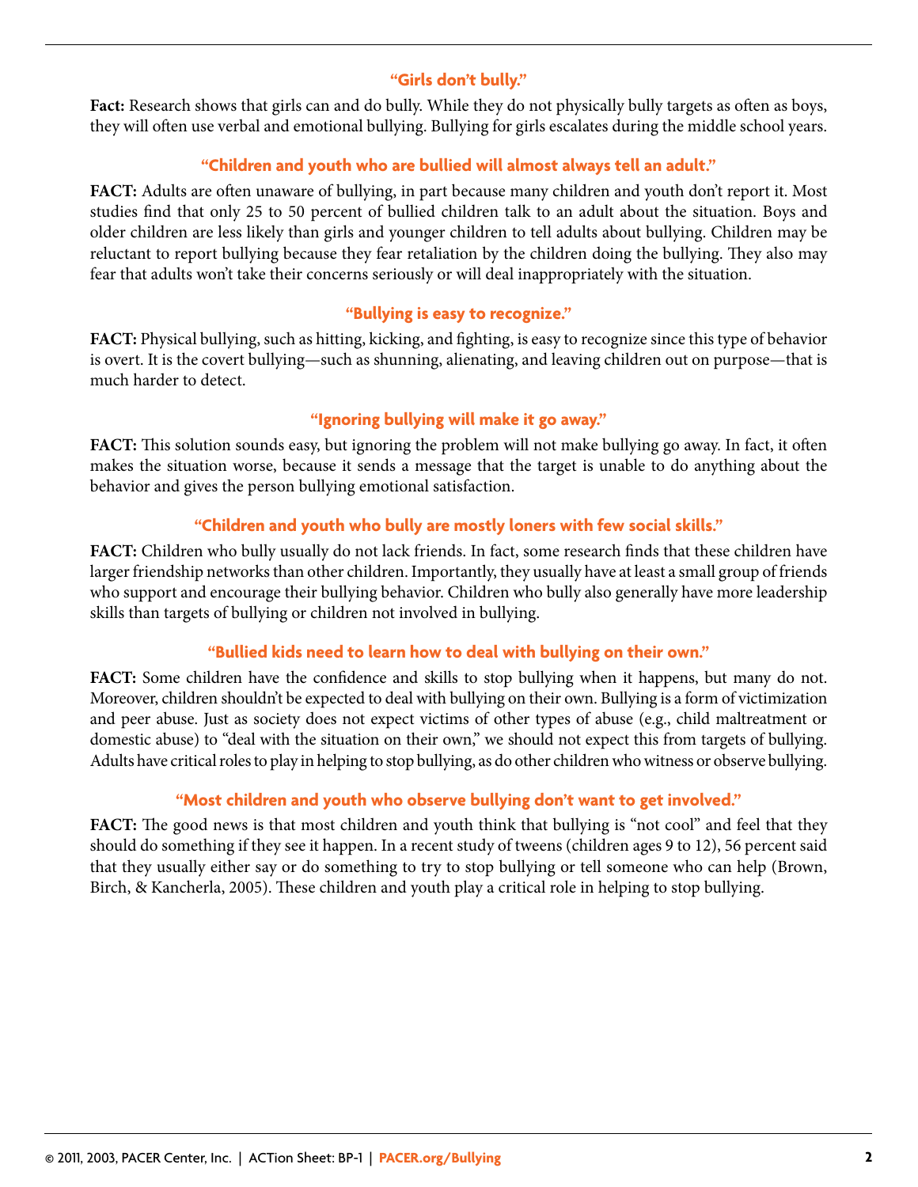### "Girls don't bully."

**Fact:** Research shows that girls can and do bully. While they do not physically bully targets as often as boys, they will often use verbal and emotional bullying. Bullying for girls escalates during the middle school years.

### "Children and youth who are bullied will almost always tell an adult."

**FACT:** Adults are often unaware of bullying, in part because many children and youth don't report it. Most studies find that only 25 to 50 percent of bullied children talk to an adult about the situation. Boys and older children are less likely than girls and younger children to tell adults about bullying. Children may be reluctant to report bullying because they fear retaliation by the children doing the bullying. They also may fear that adults won't take their concerns seriously or will deal inappropriately with the situation.

### "Bullying is easy to recognize."

**FACT:** Physical bullying, such as hitting, kicking, and fighting, is easy to recognize since this type of behavior is overt. It is the covert bullying—such as shunning, alienating, and leaving children out on purpose—that is much harder to detect.

### "Ignoring bullying will make it go away."

**FACT:** This solution sounds easy, but ignoring the problem will not make bullying go away. In fact, it often makes the situation worse, because it sends a message that the target is unable to do anything about the behavior and gives the person bullying emotional satisfaction.

### "Children and youth who bully are mostly loners with few social skills."

**FACT:** Children who bully usually do not lack friends. In fact, some research finds that these children have larger friendship networks than other children. Importantly, they usually have at least a small group of friends who support and encourage their bullying behavior. Children who bully also generally have more leadership skills than targets of bullying or children not involved in bullying.

### "Bullied kids need to learn how to deal with bullying on their own."

**FACT:** Some children have the confidence and skills to stop bullying when it happens, but many do not. Moreover, children shouldn't be expected to deal with bullying on their own. Bullying is a form of victimization and peer abuse. Just as society does not expect victims of other types of abuse (e.g., child maltreatment or domestic abuse) to "deal with the situation on their own," we should not expect this from targets of bullying. Adults have critical roles to play in helping to stop bullying, as do other children who witness or observe bullying.

### "Most children and youth who observe bullying don't want to get involved."

**FACT:** The good news is that most children and youth think that bullying is "not cool" and feel that they should do something if they see it happen. In a recent study of tweens (children ages 9 to 12), 56 percent said that they usually either say or do something to try to stop bullying or tell someone who can help (Brown, Birch, & Kancherla, 2005). These children and youth play a critical role in helping to stop bullying.

© 2011, 2003, PACER Center, Inc. | ACTion Sheet: BP-1 | PACER.org/Bullying